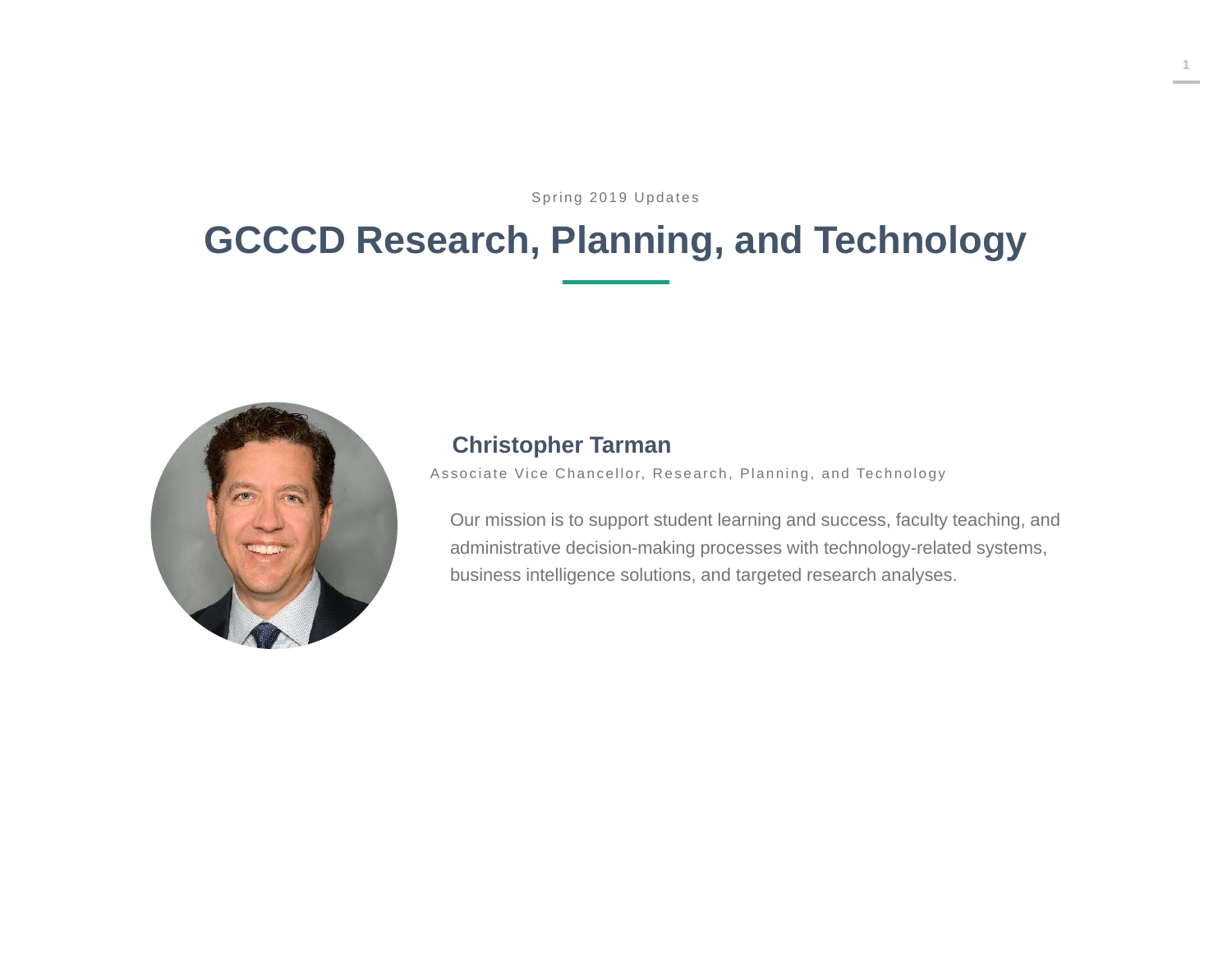Spring 2019 Updates

# GCCCD Research, Planning, and Technology

## Christopher Tarman

Associate Vice Chancellor, Research, Planning, and Technology

Our mission is to support student learning and success, faculty teaching, and administrative decision-making processes with technology-related systems, business intelligence solutions, and targeted research analyses.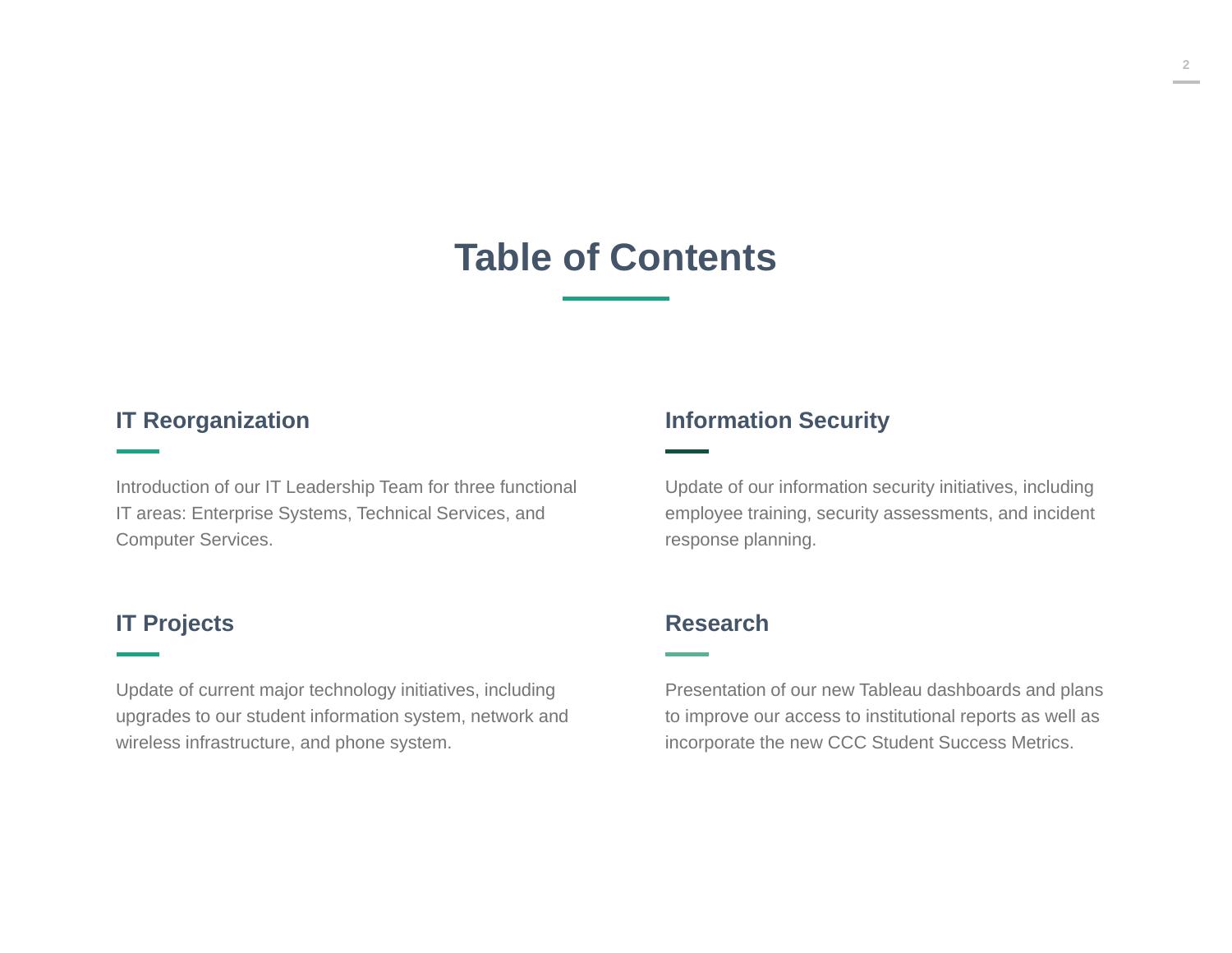# Table of Contents

## IT Reorganization

Introduction of our IT Leadership Team for three functional IT areas: Enterprise Systems, Technical Services, and Computer Services.

## Information Security

Update of our information security initiatives, including employee training, security assessments, and incident response planning.

## IT Projects

Update of current major technology initiatives, including upgrades to our student information system, network and wireless infrastructure, and phone system.

## Research

Presentation of our new Tableau dashboards and plans to improve our access to institutional reports as well as incorporate the new CCC Student Success Metrics.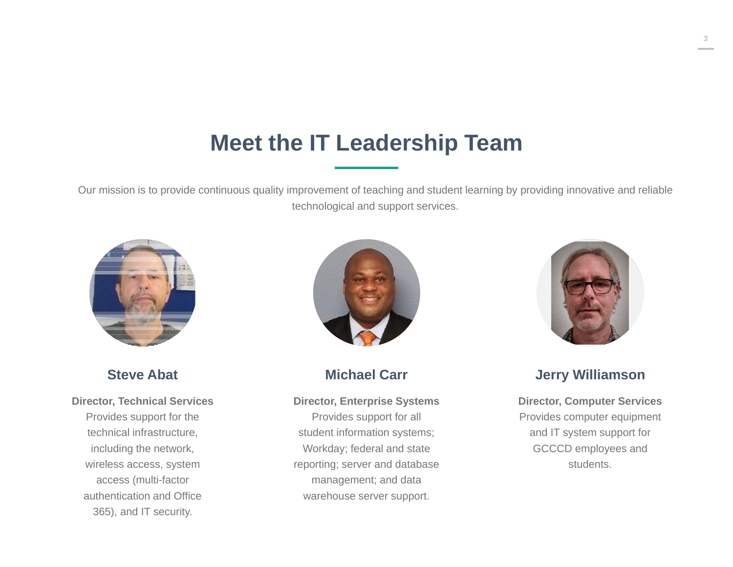# Meet the IT Leadership Team

Our mission is to provide continuous quality improvement of teaching and student learning by providing innovative and reliable technological and support services.

### Steve Abat

**Director, Technical Services**
Provides support for the technical infrastructure, including the network, wireless access, system access (multi-factor authentication and Office 365), and IT security.

### Michael Carr

**Director, Enterprise Systems**
Provides support for all student information systems; Workday; federal and state reporting; server and database management; and data warehouse server support.

### Jerry Williamson

**Director, Computer Services**
Provides computer equipment and IT system support for GCCCD employees and students.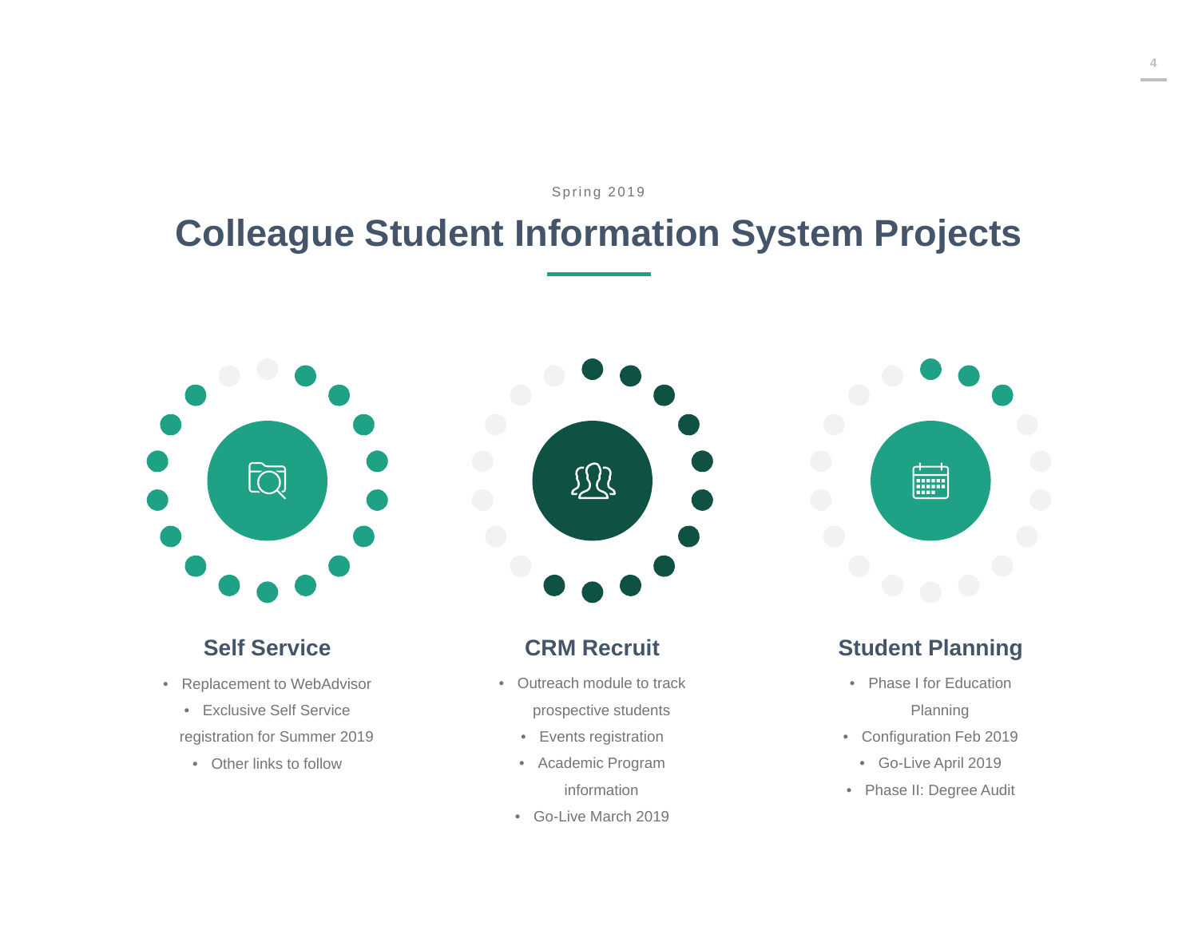Spring 2019

# Colleague Student Information System Projects

## Self Service

- Replacement to WebAdvisor
- Exclusive Self Service registration for Summer 2019
- Other links to follow

## CRM Recruit

- Outreach module to track prospective students
- Events registration
- Academic Program information
- Go-Live March 2019

## Student Planning

- Phase I for Education Planning
- Configuration Feb 2019
- Go-Live April 2019
- Phase II: Degree Audit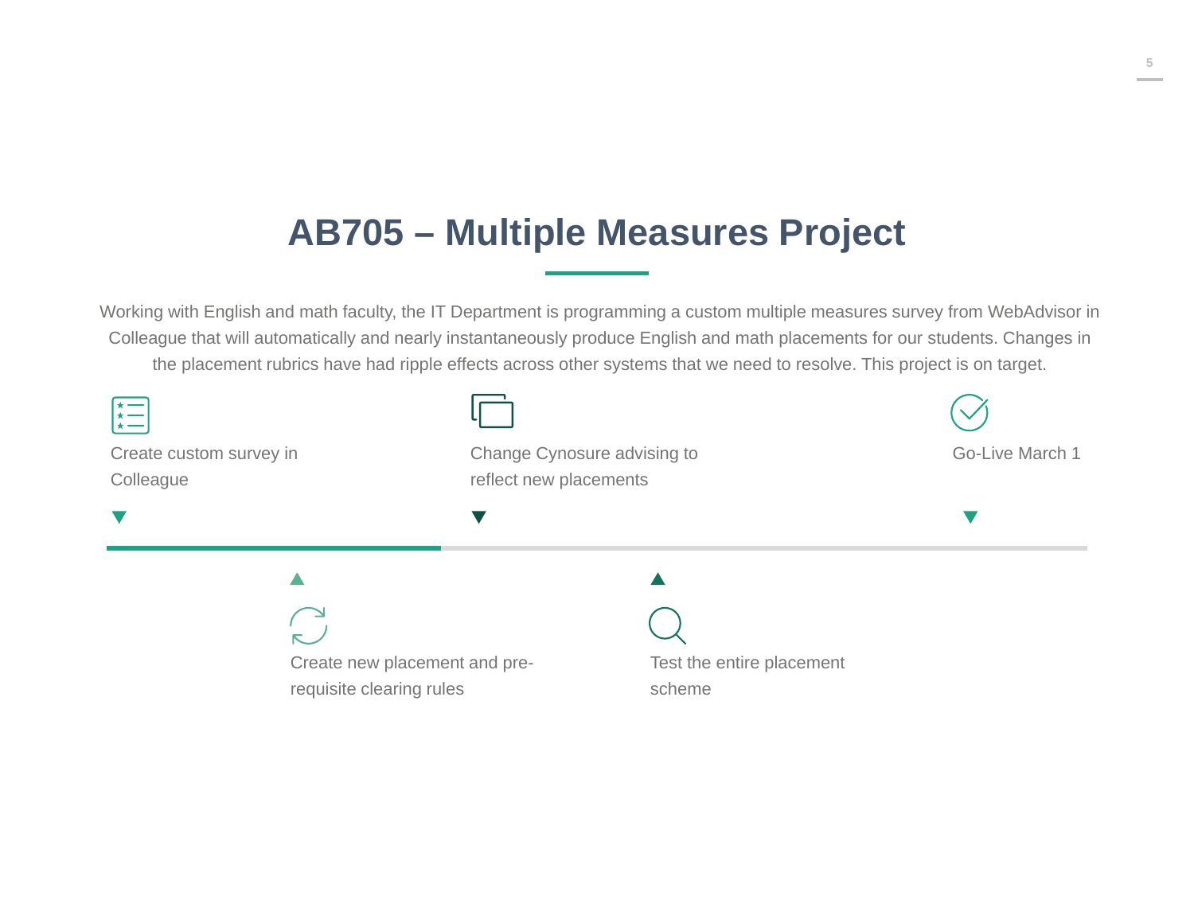# AB705 – Multiple Measures Project

Working with English and math faculty, the IT Department is programming a custom multiple measures survey from WebAdvisor in Colleague that will automatically and nearly instantaneously produce English and math placements for our students. Changes in the placement rubrics have had ripple effects across other systems that we need to resolve. This project is on target.

- Create custom survey in Colleague
- Create new placement and pre-requisite clearing rules
- Change Cynosure advising to reflect new placements
- Test the entire placement scheme
- Go-Live March 1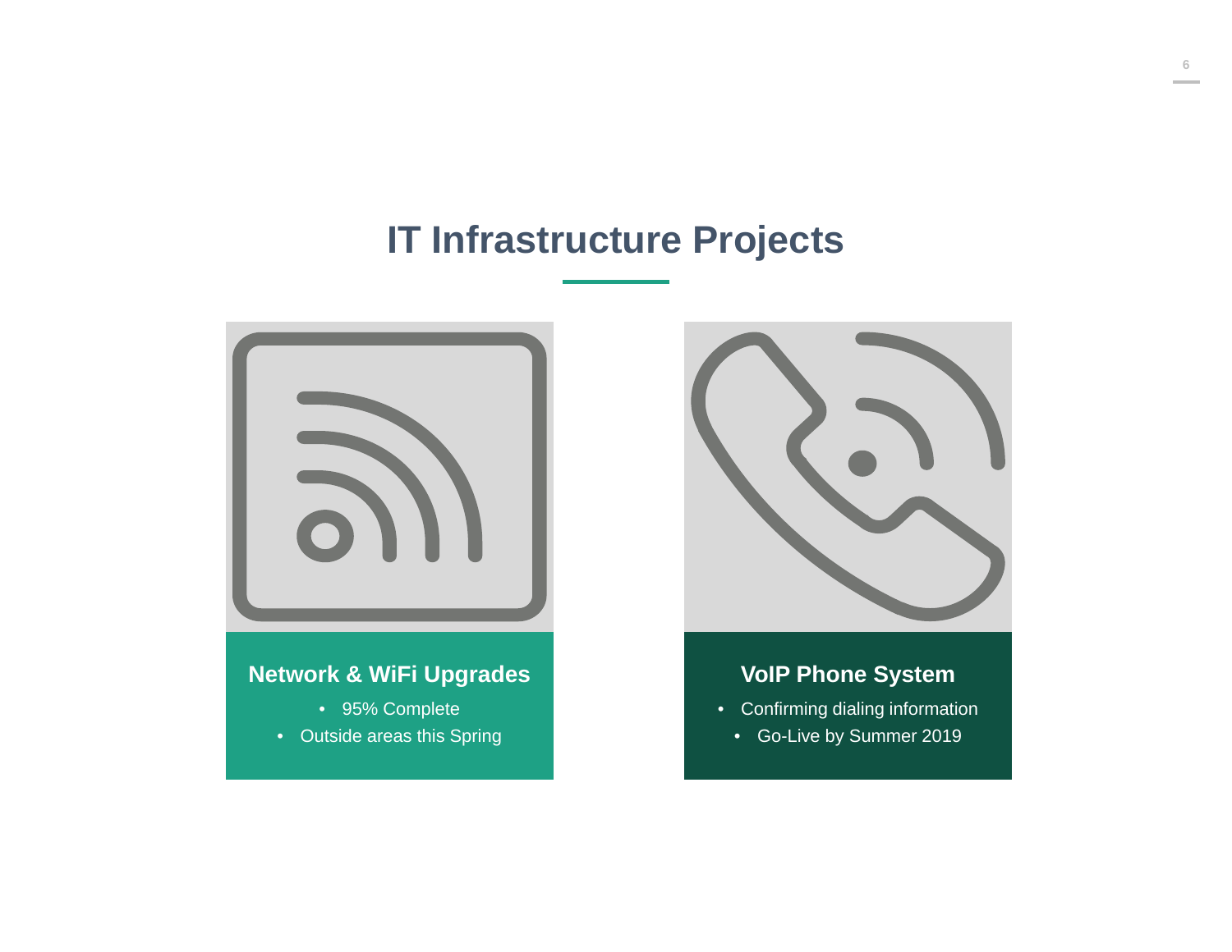# IT Infrastructure Projects

## Network & WiFi Upgrades

- 95% Complete
- Outside areas this Spring

## VoIP Phone System

- Confirming dialing information
- Go-Live by Summer 2019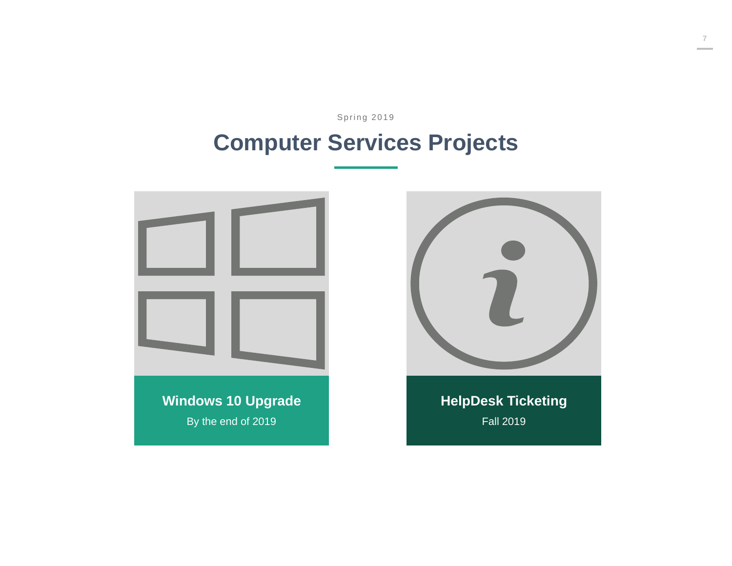Spring 2019

# Computer Services Projects

**Windows 10 Upgrade**

By the end of 2019

**HelpDesk Ticketing**

Fall 2019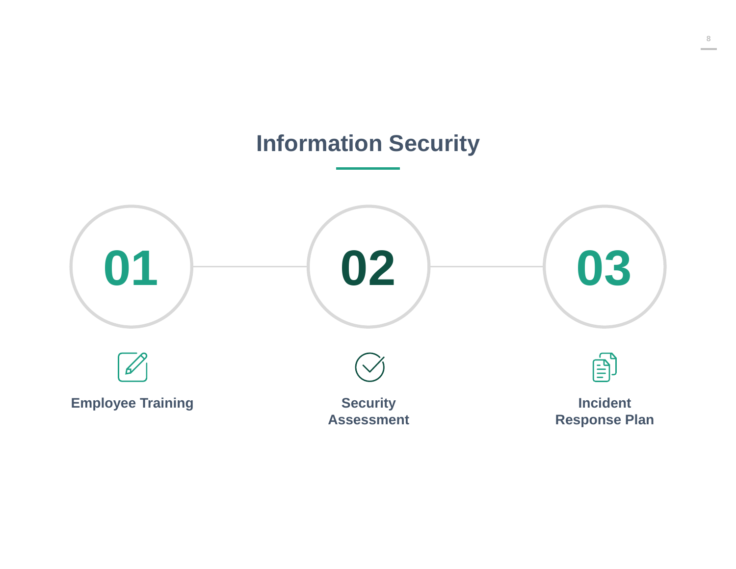# Information Security

**01**

**Employee Training**

**02**

**Security Assessment**

**03**

**Incident Response Plan**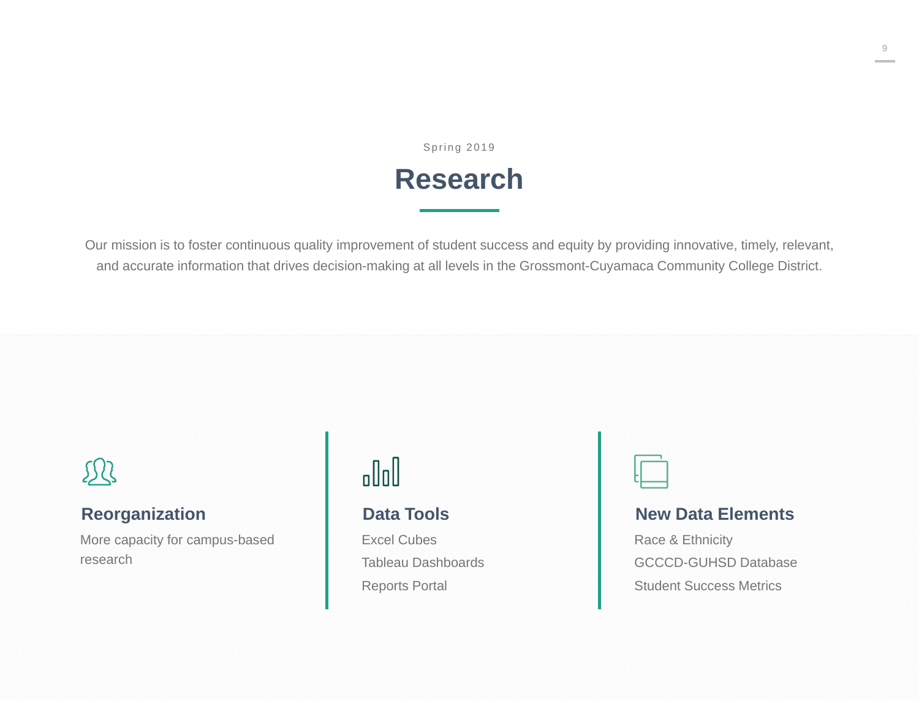Spring 2019

# Research

Our mission is to foster continuous quality improvement of student success and equity by providing innovative, timely, relevant, and accurate information that drives decision-making at all levels in the Grossmont-Cuyamaca Community College District.

### Reorganization

More capacity for campus-based research

### Data Tools

Excel Cubes

Tableau Dashboards

Reports Portal

### New Data Elements

Race & Ethnicity

GCCCD-GUHSD Database

Student Success Metrics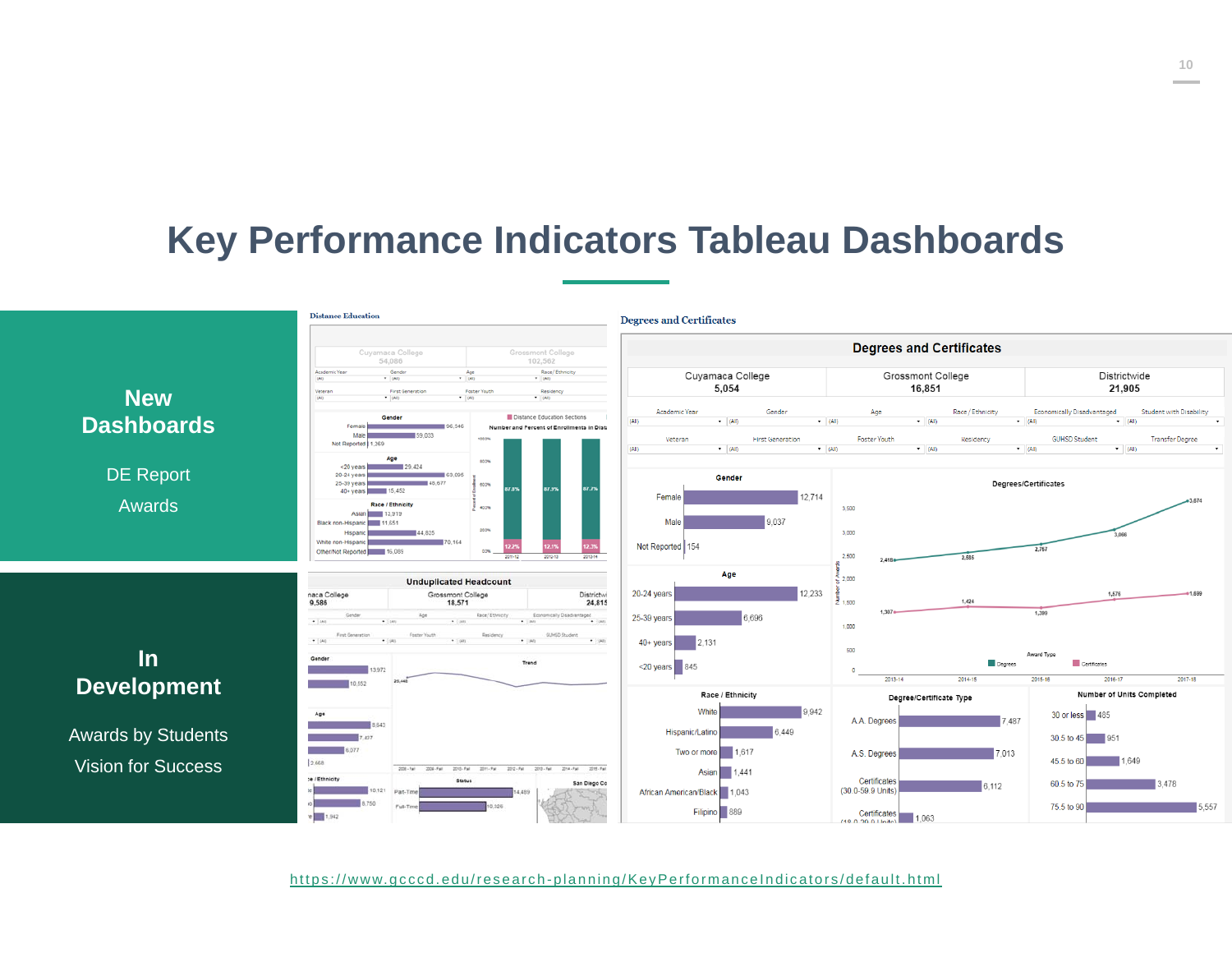# Key Performance Indicators Tableau Dashboards

## New Dashboards

DE Report

Awards

## In Development

Awards by Students

Vision for Success

Distance Education

Degrees and Certificates

Degrees and Certificates

Cuyamaca College
5,054

Grossmont College
16,851

Districtwide
21,905

Gender

Female 12,714

Male 9,037

Not Reported 154

Age

20-24 years 12,233

25-39 years 6,696

40+ years 2,131

<20 years 845

Race / Ethnicity

White 9,942

Hispanic/Latino 6,449

Two or more 1,617

Asian 1,441

African American/Black 1,043

Filipino 889

Degrees/Certificates

2013-14, 2014-15, 2015-16, 2016-17, 2017-18

Degrees: 2,418, 2,585, 2,757, 3,086, 3,674

Certificates: 1,307, 1,424, 1,399, 1,576, 1,699

Degree/Certificate Type

A.A. Degrees 7,487

A.S. Degrees 7,013

Certificates (30.0-59.9 Units) 6,112

Certificates (18.0-29.9 Units) 1,063

Number of Units Completed

30 or less 485

30.5 to 45 951

45.5 to 60 1,649

60.5 to 75 3,478

75.5 to 90 5,557

Unduplicated Headcount

https://www.gcccd.edu/research-planning/KeyPerformanceIndicators/default.html